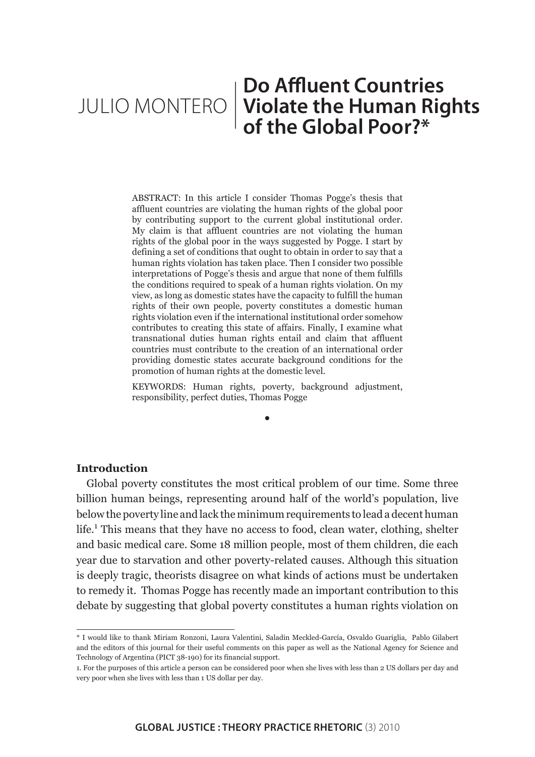JULIO MONTERO

# Do Affluent Countries Violate the Human Rights of the Global Poor?*

ABSTRACT: In this article I consider Thomas Pogge's thesis that affluent countries are violating the human rights of the global poor by contributing support to the current global institutional order. My claim is that affluent countries are not violating the human rights of the global poor in the ways suggested by Pogge. I start by defining a set of conditions that ought to obtain in order to say that a human rights violation has taken place. Then I consider two possible interpretations of Pogge's thesis and argue that none of them fulfills the conditions required to speak of a human rights violation. On my view, as long as domestic states have the capacity to fulfill the human rights of their own people, poverty constitutes a domestic human rights violation even if the international institutional order somehow contributes to creating this state of affairs. Finally, I examine what transnational duties human rights entail and claim that affluent countries must contribute to the creation of an international order providing domestic states accurate background conditions for the promotion of human rights at the domestic level.

KEYWORDS: Human rights, poverty, background adjustment, responsibility, perfect duties, Thomas Pogge

•

## Introduction

Global poverty constitutes the most critical problem of our time. Some three billion human beings, representing around half of the world's population, live below the poverty line and lack the minimum requirements to lead a decent human life.[1] This means that they have no access to food, clean water, clothing, shelter and basic medical care. Some 18 million people, most of them children, die each year due to starvation and other poverty-related causes. Although this situation is deeply tragic, theorists disagree on what kinds of actions must be undertaken to remedy it. Thomas Pogge has recently made an important contribution to this debate by suggesting that global poverty constitutes a human rights violation on

---

\* I would like to thank Miriam Ronzoni, Laura Valentini, Saladin Meckled-García, Osvaldo Guariglia, Pablo Gilabert and the editors of this journal for their useful comments on this paper as well as the National Agency for Science and Technology of Argentina (PICT 38-190) for its financial support.

1. For the purposes of this article a person can be considered poor when she lives with less than 2 US dollars per day and very poor when she lives with less than 1 US dollar per day.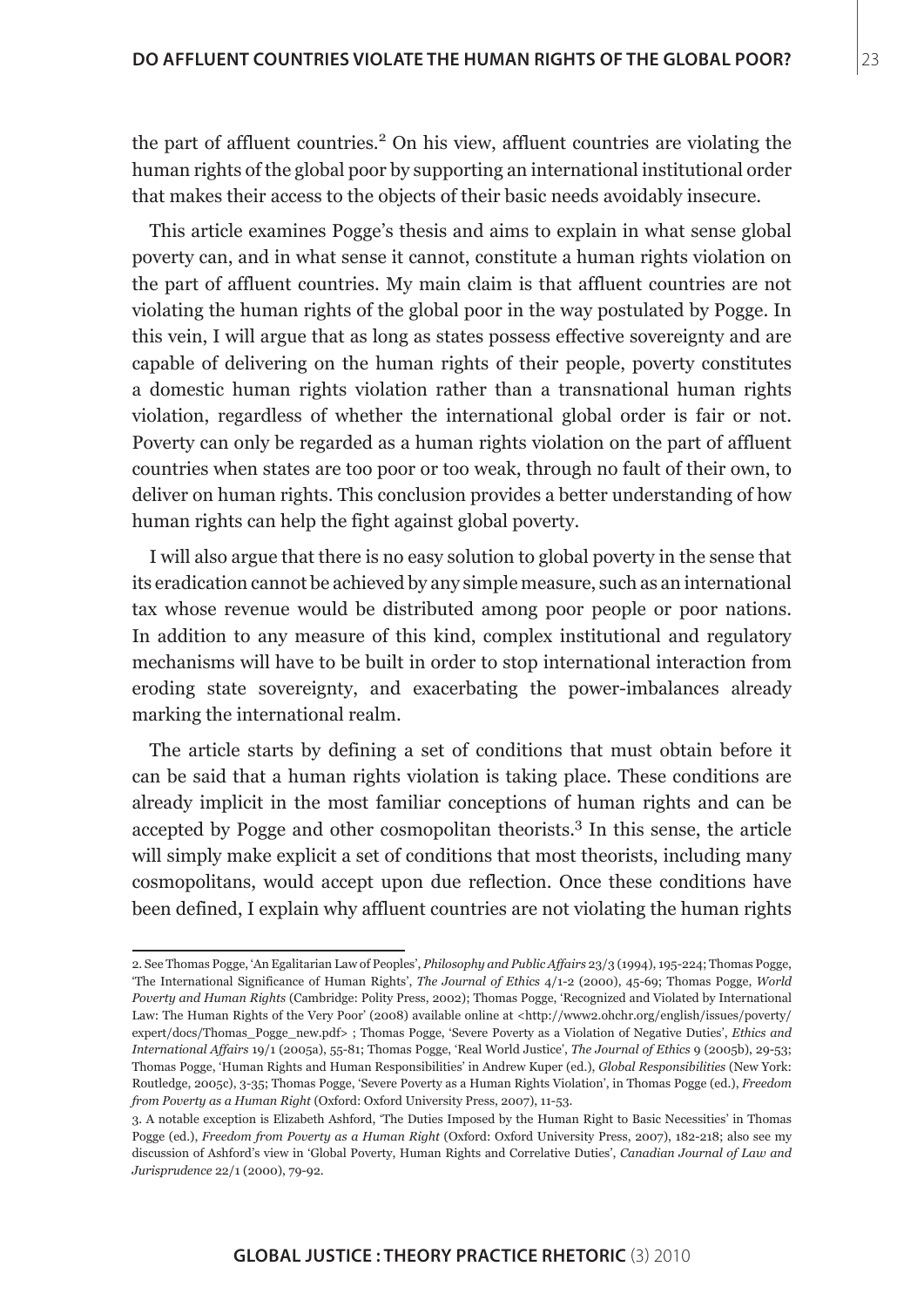the part of affluent countries.[2] On his view, affluent countries are violating the human rights of the global poor by supporting an international institutional order that makes their access to the objects of their basic needs avoidably insecure.

This article examines Pogge's thesis and aims to explain in what sense global poverty can, and in what sense it cannot, constitute a human rights violation on the part of affluent countries. My main claim is that affluent countries are not violating the human rights of the global poor in the way postulated by Pogge. In this vein, I will argue that as long as states possess effective sovereignty and are capable of delivering on the human rights of their people, poverty constitutes a domestic human rights violation rather than a transnational human rights violation, regardless of whether the international global order is fair or not. Poverty can only be regarded as a human rights violation on the part of affluent countries when states are too poor or too weak, through no fault of their own, to deliver on human rights. This conclusion provides a better understanding of how human rights can help the fight against global poverty.

I will also argue that there is no easy solution to global poverty in the sense that its eradication cannot be achieved by any simple measure, such as an international tax whose revenue would be distributed among poor people or poor nations. In addition to any measure of this kind, complex institutional and regulatory mechanisms will have to be built in order to stop international interaction from eroding state sovereignty, and exacerbating the power-imbalances already marking the international realm.

The article starts by defining a set of conditions that must obtain before it can be said that a human rights violation is taking place. These conditions are already implicit in the most familiar conceptions of human rights and can be accepted by Pogge and other cosmopolitan theorists.[3] In this sense, the article will simply make explicit a set of conditions that most theorists, including many cosmopolitans, would accept upon due reflection. Once these conditions have been defined, I explain why affluent countries are not violating the human rights

---

2. See Thomas Pogge, 'An Egalitarian Law of Peoples', *Philosophy and Public Affairs* 23/3 (1994), 195-224; Thomas Pogge, 'The International Significance of Human Rights', *The Journal of Ethics* 4/1-2 (2000), 45-69; Thomas Pogge, *World Poverty and Human Rights* (Cambridge: Polity Press, 2002); Thomas Pogge, 'Recognized and Violated by International Law: The Human Rights of the Very Poor' (2008) available online at <http://www2.ohchr.org/english/issues/poverty/expert/docs/Thomas_Pogge_new.pdf> ; Thomas Pogge, 'Severe Poverty as a Violation of Negative Duties', *Ethics and International Affairs* 19/1 (2005a), 55-81; Thomas Pogge, 'Real World Justice', *The Journal of Ethics* 9 (2005b), 29-53; Thomas Pogge, 'Human Rights and Human Responsibilities' in Andrew Kuper (ed.), *Global Responsibilities* (New York: Routledge, 2005c), 3-35; Thomas Pogge, 'Severe Poverty as a Human Rights Violation', in Thomas Pogge (ed.), *Freedom from Poverty as a Human Right* (Oxford: Oxford University Press, 2007), 11-53.

3. A notable exception is Elizabeth Ashford, 'The Duties Imposed by the Human Right to Basic Necessities' in Thomas Pogge (ed.), *Freedom from Poverty as a Human Right* (Oxford: Oxford University Press, 2007), 182-218; also see my discussion of Ashford's view in 'Global Poverty, Human Rights and Correlative Duties', *Canadian Journal of Law and Jurisprudence* 22/1 (2000), 79-92.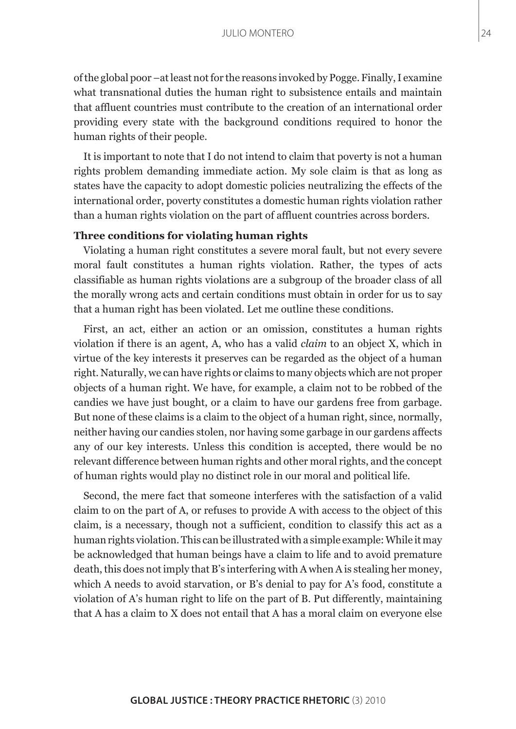of the global poor –at least not for the reasons invoked by Pogge. Finally, I examine what transnational duties the human right to subsistence entails and maintain that affluent countries must contribute to the creation of an international order providing every state with the background conditions required to honor the human rights of their people.

It is important to note that I do not intend to claim that poverty is not a human rights problem demanding immediate action. My sole claim is that as long as states have the capacity to adopt domestic policies neutralizing the effects of the international order, poverty constitutes a domestic human rights violation rather than a human rights violation on the part of affluent countries across borders.

### Three conditions for violating human rights

Violating a human right constitutes a severe moral fault, but not every severe moral fault constitutes a human rights violation. Rather, the types of acts classifiable as human rights violations are a subgroup of the broader class of all the morally wrong acts and certain conditions must obtain in order for us to say that a human right has been violated. Let me outline these conditions.

First, an act, either an action or an omission, constitutes a human rights violation if there is an agent, A, who has a valid *claim* to an object X, which in virtue of the key interests it preserves can be regarded as the object of a human right. Naturally, we can have rights or claims to many objects which are not proper objects of a human right. We have, for example, a claim not to be robbed of the candies we have just bought, or a claim to have our gardens free from garbage. But none of these claims is a claim to the object of a human right, since, normally, neither having our candies stolen, nor having some garbage in our gardens affects any of our key interests. Unless this condition is accepted, there would be no relevant difference between human rights and other moral rights, and the concept of human rights would play no distinct role in our moral and political life.

Second, the mere fact that someone interferes with the satisfaction of a valid claim to on the part of A, or refuses to provide A with access to the object of this claim, is a necessary, though not a sufficient, condition to classify this act as a human rights violation. This can be illustrated with a simple example: While it may be acknowledged that human beings have a claim to life and to avoid premature death, this does not imply that B's interfering with A when A is stealing her money, which A needs to avoid starvation, or B's denial to pay for A's food, constitute a violation of A's human right to life on the part of B. Put differently, maintaining that A has a claim to X does not entail that A has a moral claim on everyone else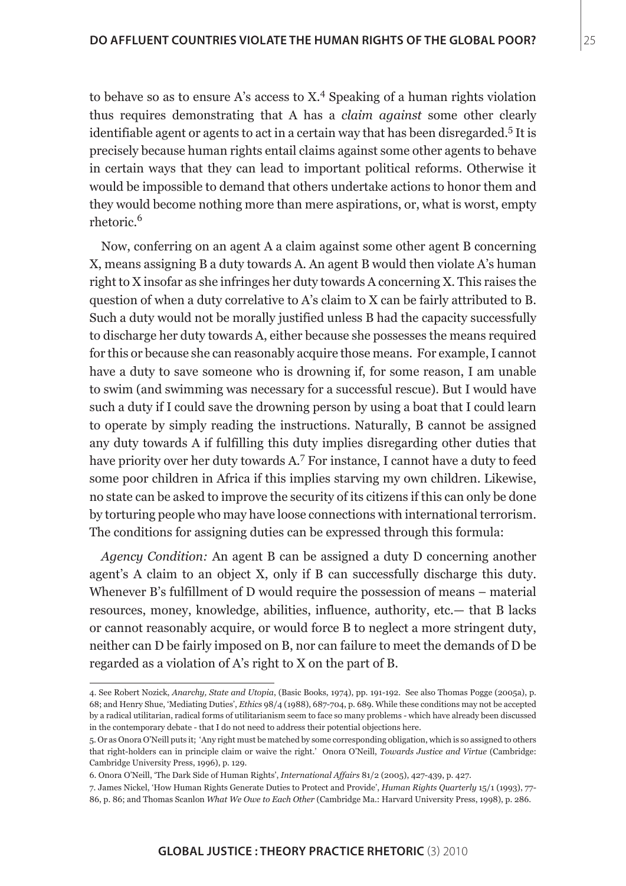to behave so as to ensure A's access to X.[4] Speaking of a human rights violation thus requires demonstrating that A has a *claim against* some other clearly identifiable agent or agents to act in a certain way that has been disregarded.[5] It is precisely because human rights entail claims against some other agents to behave in certain ways that they can lead to important political reforms. Otherwise it would be impossible to demand that others undertake actions to honor them and they would become nothing more than mere aspirations, or, what is worst, empty rhetoric.[6]

Now, conferring on an agent A a claim against some other agent B concerning X, means assigning B a duty towards A. An agent B would then violate A's human right to X insofar as she infringes her duty towards A concerning X. This raises the question of when a duty correlative to A's claim to X can be fairly attributed to B. Such a duty would not be morally justified unless B had the capacity successfully to discharge her duty towards A, either because she possesses the means required for this or because she can reasonably acquire those means. For example, I cannot have a duty to save someone who is drowning if, for some reason, I am unable to swim (and swimming was necessary for a successful rescue). But I would have such a duty if I could save the drowning person by using a boat that I could learn to operate by simply reading the instructions. Naturally, B cannot be assigned any duty towards A if fulfilling this duty implies disregarding other duties that have priority over her duty towards A.[7] For instance, I cannot have a duty to feed some poor children in Africa if this implies starving my own children. Likewise, no state can be asked to improve the security of its citizens if this can only be done by torturing people who may have loose connections with international terrorism. The conditions for assigning duties can be expressed through this formula:

*Agency Condition:* An agent B can be assigned a duty D concerning another agent's A claim to an object X, only if B can successfully discharge this duty. Whenever B's fulfillment of D would require the possession of means – material resources, money, knowledge, abilities, influence, authority, etc.— that B lacks or cannot reasonably acquire, or would force B to neglect a more stringent duty, neither can D be fairly imposed on B, nor can failure to meet the demands of D be regarded as a violation of A's right to X on the part of B.

---

4. See Robert Nozick, *Anarchy, State and Utopia*, (Basic Books, 1974), pp. 191-192. See also Thomas Pogge (2005a), p. 68; and Henry Shue, 'Mediating Duties', *Ethics* 98/4 (1988), 687-704, p. 689. While these conditions may not be accepted by a radical utilitarian, radical forms of utilitarianism seem to face so many problems - which have already been discussed in the contemporary debate - that I do not need to address their potential objections here.

5. Or as Onora O'Neill puts it; 'Any right must be matched by some corresponding obligation, which is so assigned to others that right-holders can in principle claim or waive the right.' Onora O'Neill, *Towards Justice and Virtue* (Cambridge: Cambridge University Press, 1996), p. 129.

6. Onora O'Neill, 'The Dark Side of Human Rights', *International Affairs* 81/2 (2005), 427-439, p. 427.

7. James Nickel, 'How Human Rights Generate Duties to Protect and Provide', *Human Rights Quarterly* 15/1 (1993), 77-86, p. 86; and Thomas Scanlon *What We Owe to Each Other* (Cambridge Ma.: Harvard University Press, 1998), p. 286.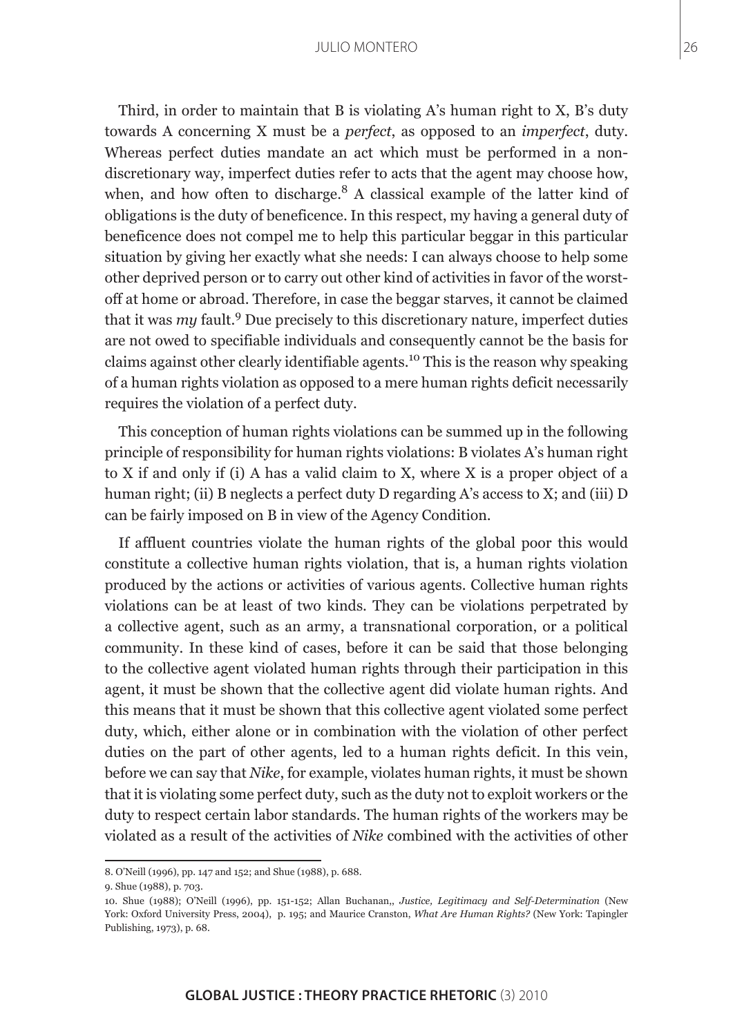Third, in order to maintain that B is violating A's human right to X, B's duty towards A concerning X must be a *perfect*, as opposed to an *imperfect*, duty. Whereas perfect duties mandate an act which must be performed in a non-discretionary way, imperfect duties refer to acts that the agent may choose how, when, and how often to discharge.[8] A classical example of the latter kind of obligations is the duty of beneficence. In this respect, my having a general duty of beneficence does not compel me to help this particular beggar in this particular situation by giving her exactly what she needs: I can always choose to help some other deprived person or to carry out other kind of activities in favor of the worst-off at home or abroad. Therefore, in case the beggar starves, it cannot be claimed that it was *my* fault.[9] Due precisely to this discretionary nature, imperfect duties are not owed to specifiable individuals and consequently cannot be the basis for claims against other clearly identifiable agents.[10] This is the reason why speaking of a human rights violation as opposed to a mere human rights deficit necessarily requires the violation of a perfect duty.

This conception of human rights violations can be summed up in the following principle of responsibility for human rights violations: B violates A's human right to X if and only if (i) A has a valid claim to X, where X is a proper object of a human right; (ii) B neglects a perfect duty D regarding A's access to X; and (iii) D can be fairly imposed on B in view of the Agency Condition.

If affluent countries violate the human rights of the global poor this would constitute a collective human rights violation, that is, a human rights violation produced by the actions or activities of various agents. Collective human rights violations can be at least of two kinds. They can be violations perpetrated by a collective agent, such as an army, a transnational corporation, or a political community. In these kind of cases, before it can be said that those belonging to the collective agent violated human rights through their participation in this agent, it must be shown that the collective agent did violate human rights. And this means that it must be shown that this collective agent violated some perfect duty, which, either alone or in combination with the violation of other perfect duties on the part of other agents, led to a human rights deficit. In this vein, before we can say that *Nike*, for example, violates human rights, it must be shown that it is violating some perfect duty, such as the duty not to exploit workers or the duty to respect certain labor standards. The human rights of the workers may be violated as a result of the activities of *Nike* combined with the activities of other

---

8. O'Neill (1996), pp. 147 and 152; and Shue (1988), p. 688.

9. Shue (1988), p. 703.

10. Shue (1988); O'Neill (1996), pp. 151-152; Allan Buchanan,, *Justice, Legitimacy and Self-Determination* (New York: Oxford University Press, 2004), p. 195; and Maurice Cranston, *What Are Human Rights?* (New York: Tapingler Publishing, 1973), p. 68.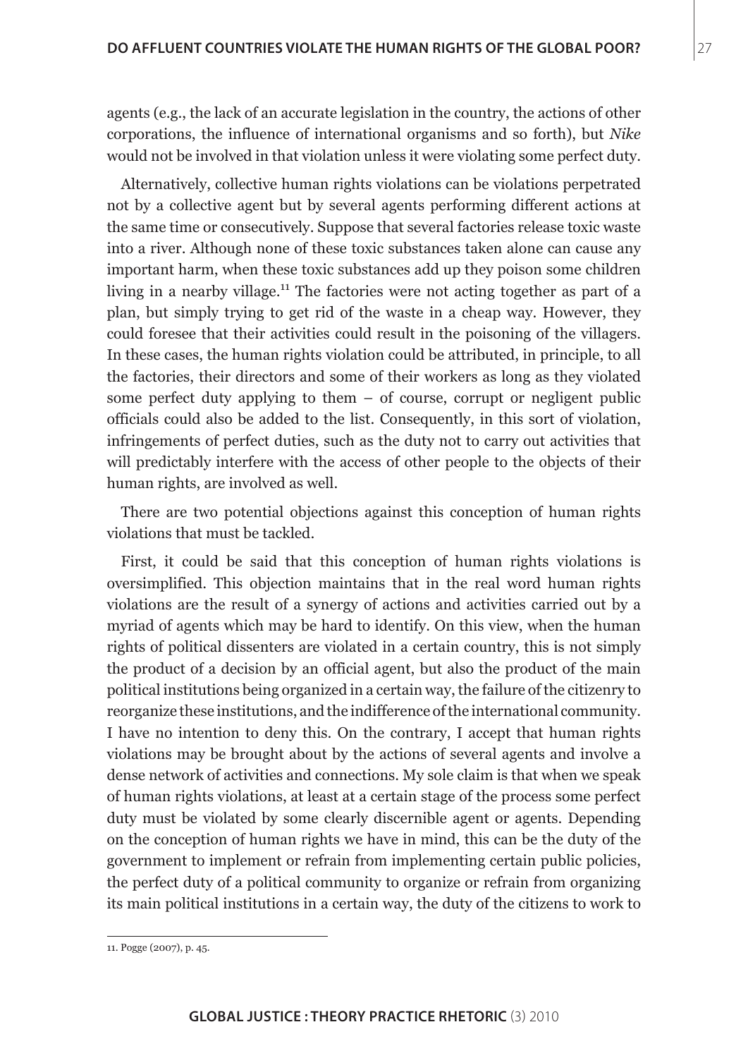agents (e.g., the lack of an accurate legislation in the country, the actions of other corporations, the influence of international organisms and so forth), but *Nike* would not be involved in that violation unless it were violating some perfect duty.

Alternatively, collective human rights violations can be violations perpetrated not by a collective agent but by several agents performing different actions at the same time or consecutively. Suppose that several factories release toxic waste into a river. Although none of these toxic substances taken alone can cause any important harm, when these toxic substances add up they poison some children living in a nearby village.[11] The factories were not acting together as part of a plan, but simply trying to get rid of the waste in a cheap way. However, they could foresee that their activities could result in the poisoning of the villagers. In these cases, the human rights violation could be attributed, in principle, to all the factories, their directors and some of their workers as long as they violated some perfect duty applying to them – of course, corrupt or negligent public officials could also be added to the list. Consequently, in this sort of violation, infringements of perfect duties, such as the duty not to carry out activities that will predictably interfere with the access of other people to the objects of their human rights, are involved as well.

There are two potential objections against this conception of human rights violations that must be tackled.

First, it could be said that this conception of human rights violations is oversimplified. This objection maintains that in the real word human rights violations are the result of a synergy of actions and activities carried out by a myriad of agents which may be hard to identify. On this view, when the human rights of political dissenters are violated in a certain country, this is not simply the product of a decision by an official agent, but also the product of the main political institutions being organized in a certain way, the failure of the citizenry to reorganize these institutions, and the indifference of the international community. I have no intention to deny this. On the contrary, I accept that human rights violations may be brought about by the actions of several agents and involve a dense network of activities and connections. My sole claim is that when we speak of human rights violations, at least at a certain stage of the process some perfect duty must be violated by some clearly discernible agent or agents. Depending on the conception of human rights we have in mind, this can be the duty of the government to implement or refrain from implementing certain public policies, the perfect duty of a political community to organize or refrain from organizing its main political institutions in a certain way, the duty of the citizens to work to

11. Pogge (2007), p. 45.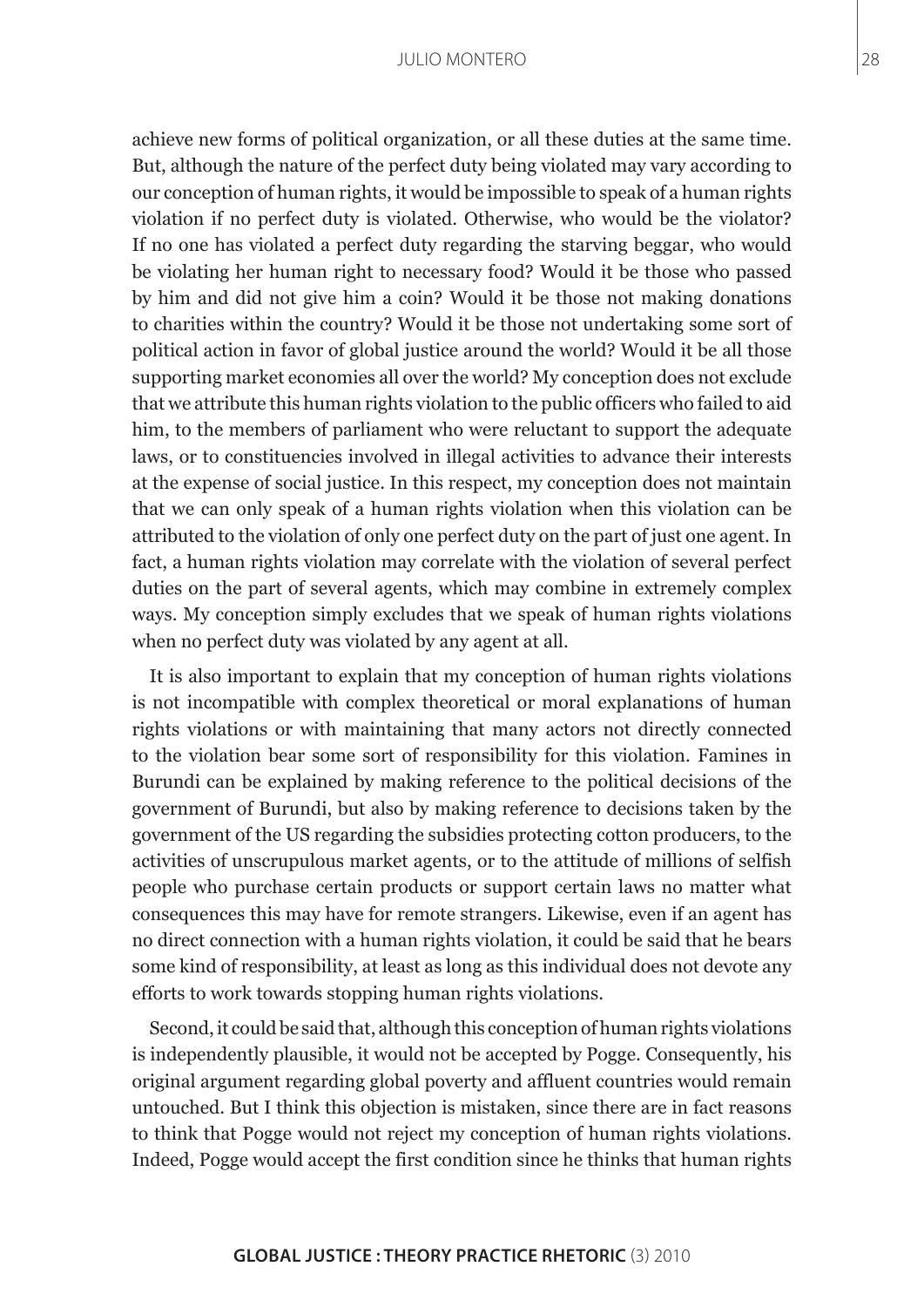achieve new forms of political organization, or all these duties at the same time. But, although the nature of the perfect duty being violated may vary according to our conception of human rights, it would be impossible to speak of a human rights violation if no perfect duty is violated. Otherwise, who would be the violator? If no one has violated a perfect duty regarding the starving beggar, who would be violating her human right to necessary food? Would it be those who passed by him and did not give him a coin? Would it be those not making donations to charities within the country? Would it be those not undertaking some sort of political action in favor of global justice around the world? Would it be all those supporting market economies all over the world? My conception does not exclude that we attribute this human rights violation to the public officers who failed to aid him, to the members of parliament who were reluctant to support the adequate laws, or to constituencies involved in illegal activities to advance their interests at the expense of social justice. In this respect, my conception does not maintain that we can only speak of a human rights violation when this violation can be attributed to the violation of only one perfect duty on the part of just one agent. In fact, a human rights violation may correlate with the violation of several perfect duties on the part of several agents, which may combine in extremely complex ways. My conception simply excludes that we speak of human rights violations when no perfect duty was violated by any agent at all.

It is also important to explain that my conception of human rights violations is not incompatible with complex theoretical or moral explanations of human rights violations or with maintaining that many actors not directly connected to the violation bear some sort of responsibility for this violation. Famines in Burundi can be explained by making reference to the political decisions of the government of Burundi, but also by making reference to decisions taken by the government of the US regarding the subsidies protecting cotton producers, to the activities of unscrupulous market agents, or to the attitude of millions of selfish people who purchase certain products or support certain laws no matter what consequences this may have for remote strangers. Likewise, even if an agent has no direct connection with a human rights violation, it could be said that he bears some kind of responsibility, at least as long as this individual does not devote any efforts to work towards stopping human rights violations.

Second, it could be said that, although this conception of human rights violations is independently plausible, it would not be accepted by Pogge. Consequently, his original argument regarding global poverty and affluent countries would remain untouched. But I think this objection is mistaken, since there are in fact reasons to think that Pogge would not reject my conception of human rights violations. Indeed, Pogge would accept the first condition since he thinks that human rights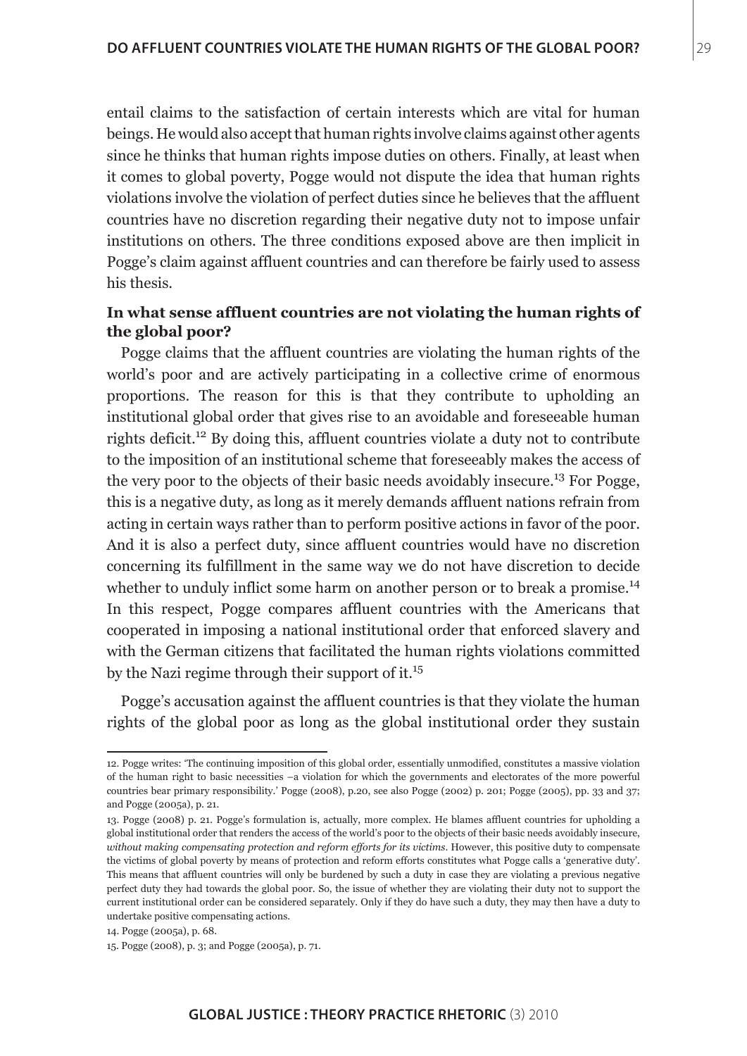entail claims to the satisfaction of certain interests which are vital for human beings. He would also accept that human rights involve claims against other agents since he thinks that human rights impose duties on others. Finally, at least when it comes to global poverty, Pogge would not dispute the idea that human rights violations involve the violation of perfect duties since he believes that the affluent countries have no discretion regarding their negative duty not to impose unfair institutions on others. The three conditions exposed above are then implicit in Pogge's claim against affluent countries and can therefore be fairly used to assess his thesis.

### In what sense affluent countries are not violating the human rights of the global poor?

Pogge claims that the affluent countries are violating the human rights of the world's poor and are actively participating in a collective crime of enormous proportions. The reason for this is that they contribute to upholding an institutional global order that gives rise to an avoidable and foreseeable human rights deficit.[12] By doing this, affluent countries violate a duty not to contribute to the imposition of an institutional scheme that foreseeably makes the access of the very poor to the objects of their basic needs avoidably insecure.[13] For Pogge, this is a negative duty, as long as it merely demands affluent nations refrain from acting in certain ways rather than to perform positive actions in favor of the poor. And it is also a perfect duty, since affluent countries would have no discretion concerning its fulfillment in the same way we do not have discretion to decide whether to unduly inflict some harm on another person or to break a promise.[14] In this respect, Pogge compares affluent countries with the Americans that cooperated in imposing a national institutional order that enforced slavery and with the German citizens that facilitated the human rights violations committed by the Nazi regime through their support of it.[15]

Pogge's accusation against the affluent countries is that they violate the human rights of the global poor as long as the global institutional order they sustain

---

12. Pogge writes: 'The continuing imposition of this global order, essentially unmodified, constitutes a massive violation of the human right to basic necessities –a violation for which the governments and electorates of the more powerful countries bear primary responsibility.' Pogge (2008), p.20, see also Pogge (2002) p. 201; Pogge (2005), pp. 33 and 37; and Pogge (2005a), p. 21.

13. Pogge (2008) p. 21. Pogge's formulation is, actually, more complex. He blames affluent countries for upholding a global institutional order that renders the access of the world's poor to the objects of their basic needs avoidably insecure, *without making compensating protection and reform efforts for its victims*. However, this positive duty to compensate the victims of global poverty by means of protection and reform efforts constitutes what Pogge calls a 'generative duty'. This means that affluent countries will only be burdened by such a duty in case they are violating a previous negative perfect duty they had towards the global poor. So, the issue of whether they are violating their duty not to support the current institutional order can be considered separately. Only if they do have such a duty, they may then have a duty to undertake positive compensating actions.

14. Pogge (2005a), p. 68.

15. Pogge (2008), p. 3; and Pogge (2005a), p. 71.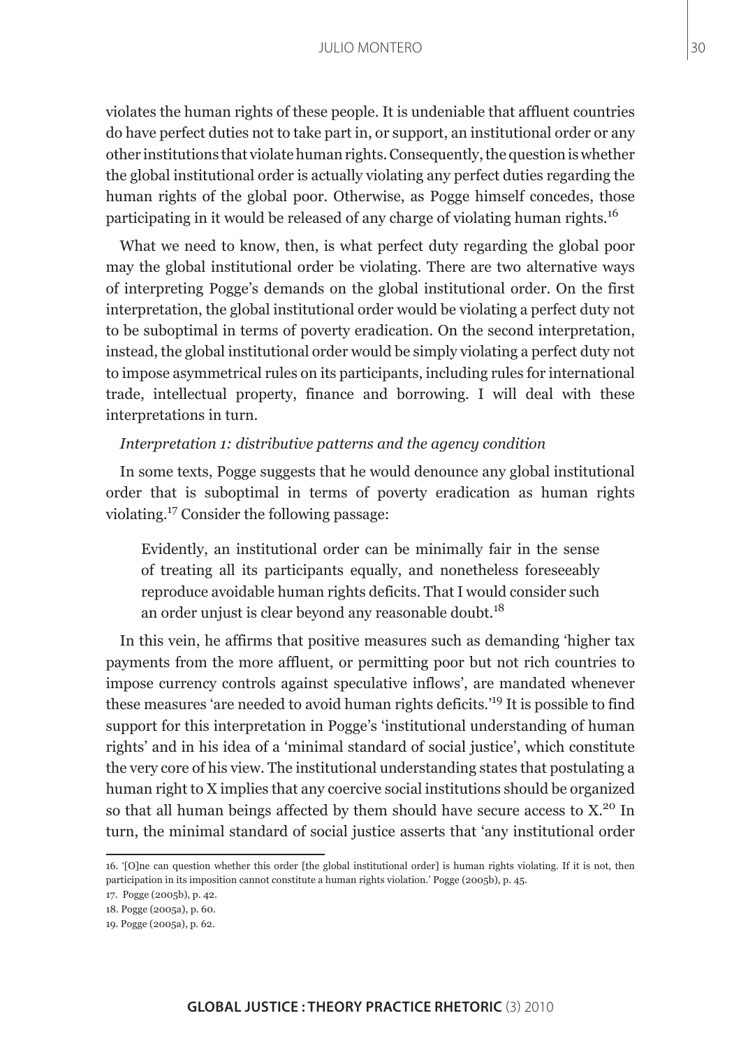violates the human rights of these people. It is undeniable that affluent countries do have perfect duties not to take part in, or support, an institutional order or any other institutions that violate human rights. Consequently, the question is whether the global institutional order is actually violating any perfect duties regarding the human rights of the global poor. Otherwise, as Pogge himself concedes, those participating in it would be released of any charge of violating human rights.[16]

What we need to know, then, is what perfect duty regarding the global poor may the global institutional order be violating. There are two alternative ways of interpreting Pogge's demands on the global institutional order. On the first interpretation, the global institutional order would be violating a perfect duty not to be suboptimal in terms of poverty eradication. On the second interpretation, instead, the global institutional order would be simply violating a perfect duty not to impose asymmetrical rules on its participants, including rules for international trade, intellectual property, finance and borrowing. I will deal with these interpretations in turn.

*Interpretation 1: distributive patterns and the agency condition*

In some texts, Pogge suggests that he would denounce any global institutional order that is suboptimal in terms of poverty eradication as human rights violating.[17] Consider the following passage:

> Evidently, an institutional order can be minimally fair in the sense of treating all its participants equally, and nonetheless foreseeably reproduce avoidable human rights deficits. That I would consider such an order unjust is clear beyond any reasonable doubt.[18]

In this vein, he affirms that positive measures such as demanding 'higher tax payments from the more affluent, or permitting poor but not rich countries to impose currency controls against speculative inflows', are mandated whenever these measures 'are needed to avoid human rights deficits.'[19] It is possible to find support for this interpretation in Pogge's 'institutional understanding of human rights' and in his idea of a 'minimal standard of social justice', which constitute the very core of his view. The institutional understanding states that postulating a human right to X implies that any coercive social institutions should be organized so that all human beings affected by them should have secure access to X.[20] In turn, the minimal standard of social justice asserts that 'any institutional order

16. '[O]ne can question whether this order [the global institutional order] is human rights violating. If it is not, then participation in its imposition cannot constitute a human rights violation.' Pogge (2005b), p. 45.

17. Pogge (2005b), p. 42.

18. Pogge (2005a), p. 60.

19. Pogge (2005a), p. 62.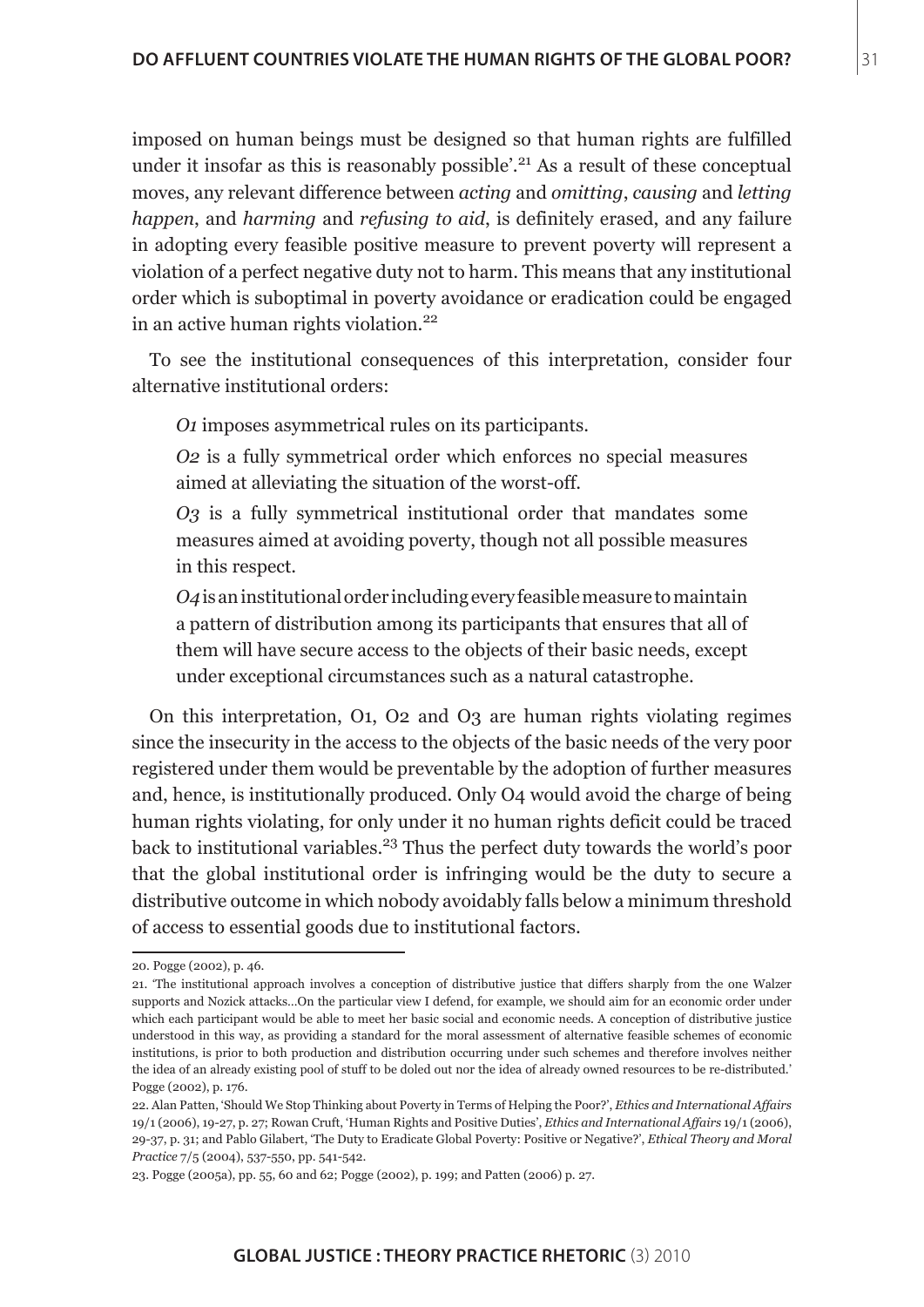imposed on human beings must be designed so that human rights are fulfilled under it insofar as this is reasonably possible'.[21] As a result of these conceptual moves, any relevant difference between *acting* and *omitting*, *causing* and *letting happen*, and *harming* and *refusing to aid*, is definitely erased, and any failure in adopting every feasible positive measure to prevent poverty will represent a violation of a perfect negative duty not to harm. This means that any institutional order which is suboptimal in poverty avoidance or eradication could be engaged in an active human rights violation.[22]

To see the institutional consequences of this interpretation, consider four alternative institutional orders:

> *O1* imposes asymmetrical rules on its participants.
>
> *O2* is a fully symmetrical order which enforces no special measures aimed at alleviating the situation of the worst-off.
>
> *O3* is a fully symmetrical institutional order that mandates some measures aimed at avoiding poverty, though not all possible measures in this respect.
>
> *O4* is an institutional order including every feasible measure to maintain a pattern of distribution among its participants that ensures that all of them will have secure access to the objects of their basic needs, except under exceptional circumstances such as a natural catastrophe.

On this interpretation, O1, O2 and O3 are human rights violating regimes since the insecurity in the access to the objects of the basic needs of the very poor registered under them would be preventable by the adoption of further measures and, hence, is institutionally produced. Only O4 would avoid the charge of being human rights violating, for only under it no human rights deficit could be traced back to institutional variables.[23] Thus the perfect duty towards the world's poor that the global institutional order is infringing would be the duty to secure a distributive outcome in which nobody avoidably falls below a minimum threshold of access to essential goods due to institutional factors.

---

20. Pogge (2002), p. 46.

21. 'The institutional approach involves a conception of distributive justice that differs sharply from the one Walzer supports and Nozick attacks...On the particular view I defend, for example, we should aim for an economic order under which each participant would be able to meet her basic social and economic needs. A conception of distributive justice understood in this way, as providing a standard for the moral assessment of alternative feasible schemes of economic institutions, is prior to both production and distribution occurring under such schemes and therefore involves neither the idea of an already existing pool of stuff to be doled out nor the idea of already owned resources to be re-distributed.' Pogge (2002), p. 176.

22. Alan Patten, 'Should We Stop Thinking about Poverty in Terms of Helping the Poor?', *Ethics and International Affairs* 19/1 (2006), 19-27, p. 27; Rowan Cruft, 'Human Rights and Positive Duties', *Ethics and International Affairs* 19/1 (2006), 29-37, p. 31; and Pablo Gilabert, 'The Duty to Eradicate Global Poverty: Positive or Negative?', *Ethical Theory and Moral Practice* 7/5 (2004), 537-550, pp. 541-542.

23. Pogge (2005a), pp. 55, 60 and 62; Pogge (2002), p. 199; and Patten (2006) p. 27.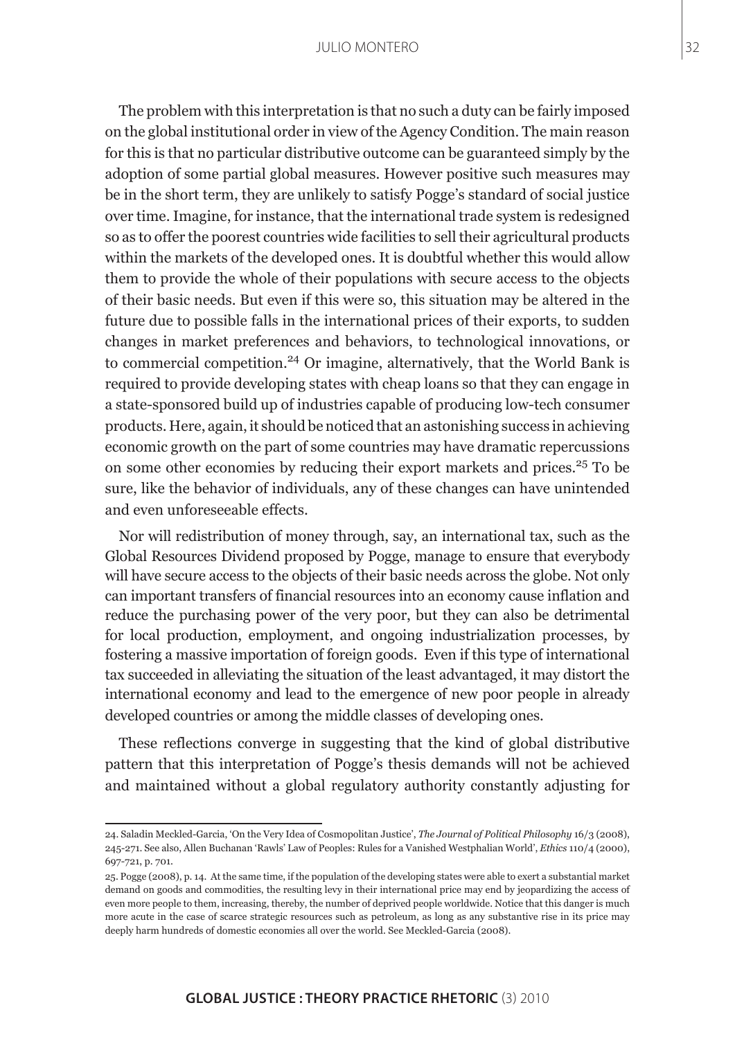The problem with this interpretation is that no such a duty can be fairly imposed on the global institutional order in view of the Agency Condition. The main reason for this is that no particular distributive outcome can be guaranteed simply by the adoption of some partial global measures. However positive such measures may be in the short term, they are unlikely to satisfy Pogge's standard of social justice over time. Imagine, for instance, that the international trade system is redesigned so as to offer the poorest countries wide facilities to sell their agricultural products within the markets of the developed ones. It is doubtful whether this would allow them to provide the whole of their populations with secure access to the objects of their basic needs. But even if this were so, this situation may be altered in the future due to possible falls in the international prices of their exports, to sudden changes in market preferences and behaviors, to technological innovations, or to commercial competition.[24] Or imagine, alternatively, that the World Bank is required to provide developing states with cheap loans so that they can engage in a state-sponsored build up of industries capable of producing low-tech consumer products. Here, again, it should be noticed that an astonishing success in achieving economic growth on the part of some countries may have dramatic repercussions on some other economies by reducing their export markets and prices.[25] To be sure, like the behavior of individuals, any of these changes can have unintended and even unforeseeable effects.

Nor will redistribution of money through, say, an international tax, such as the Global Resources Dividend proposed by Pogge, manage to ensure that everybody will have secure access to the objects of their basic needs across the globe. Not only can important transfers of financial resources into an economy cause inflation and reduce the purchasing power of the very poor, but they can also be detrimental for local production, employment, and ongoing industrialization processes, by fostering a massive importation of foreign goods. Even if this type of international tax succeeded in alleviating the situation of the least advantaged, it may distort the international economy and lead to the emergence of new poor people in already developed countries or among the middle classes of developing ones.

These reflections converge in suggesting that the kind of global distributive pattern that this interpretation of Pogge's thesis demands will not be achieved and maintained without a global regulatory authority constantly adjusting for

---

24. Saladin Meckled-Garcia, 'On the Very Idea of Cosmopolitan Justice', *The Journal of Political Philosophy* 16/3 (2008), 245-271. See also, Allen Buchanan 'Rawls' Law of Peoples: Rules for a Vanished Westphalian World', *Ethics* 110/4 (2000), 697-721, p. 701.

25. Pogge (2008), p. 14. At the same time, if the population of the developing states were able to exert a substantial market demand on goods and commodities, the resulting levy in their international price may end by jeopardizing the access of even more people to them, increasing, thereby, the number of deprived people worldwide. Notice that this danger is much more acute in the case of scarce strategic resources such as petroleum, as long as any substantive rise in its price may deeply harm hundreds of domestic economies all over the world. See Meckled-Garcia (2008).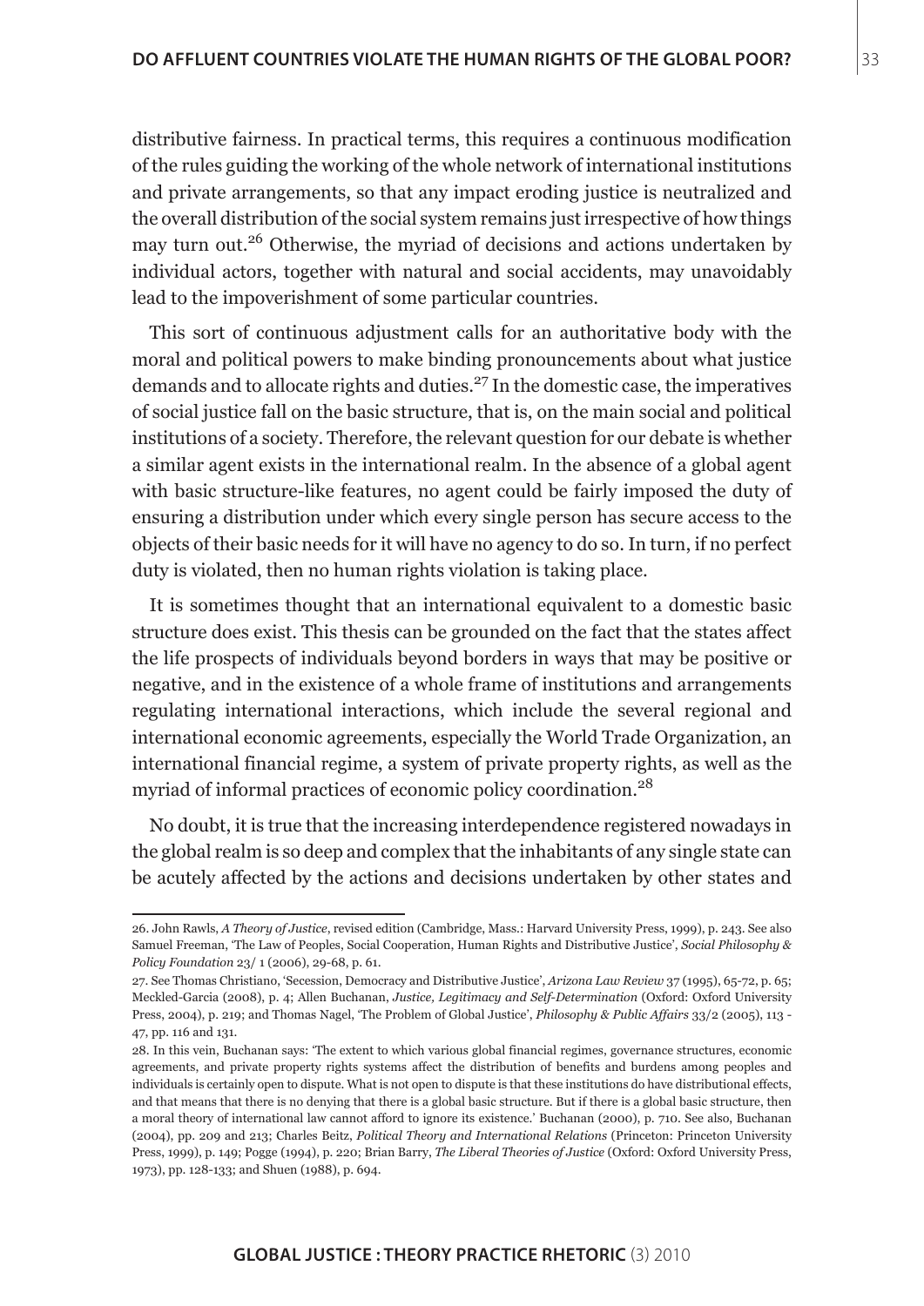distributive fairness. In practical terms, this requires a continuous modification of the rules guiding the working of the whole network of international institutions and private arrangements, so that any impact eroding justice is neutralized and the overall distribution of the social system remains just irrespective of how things may turn out.[26] Otherwise, the myriad of decisions and actions undertaken by individual actors, together with natural and social accidents, may unavoidably lead to the impoverishment of some particular countries.

This sort of continuous adjustment calls for an authoritative body with the moral and political powers to make binding pronouncements about what justice demands and to allocate rights and duties.[27] In the domestic case, the imperatives of social justice fall on the basic structure, that is, on the main social and political institutions of a society. Therefore, the relevant question for our debate is whether a similar agent exists in the international realm. In the absence of a global agent with basic structure-like features, no agent could be fairly imposed the duty of ensuring a distribution under which every single person has secure access to the objects of their basic needs for it will have no agency to do so. In turn, if no perfect duty is violated, then no human rights violation is taking place.

It is sometimes thought that an international equivalent to a domestic basic structure does exist. This thesis can be grounded on the fact that the states affect the life prospects of individuals beyond borders in ways that may be positive or negative, and in the existence of a whole frame of institutions and arrangements regulating international interactions, which include the several regional and international economic agreements, especially the World Trade Organization, an international financial regime, a system of private property rights, as well as the myriad of informal practices of economic policy coordination.[28]

No doubt, it is true that the increasing interdependence registered nowadays in the global realm is so deep and complex that the inhabitants of any single state can be acutely affected by the actions and decisions undertaken by other states and

---

26. John Rawls, *A Theory of Justice*, revised edition (Cambridge, Mass.: Harvard University Press, 1999), p. 243. See also Samuel Freeman, 'The Law of Peoples, Social Cooperation, Human Rights and Distributive Justice', *Social Philosophy & Policy Foundation* 23/ 1 (2006), 29-68, p. 61.

27. See Thomas Christiano, 'Secession, Democracy and Distributive Justice', *Arizona Law Review* 37 (1995), 65-72, p. 65; Meckled-Garcia (2008), p. 4; Allen Buchanan, *Justice, Legitimacy and Self-Determination* (Oxford: Oxford University Press, 2004), p. 219; and Thomas Nagel, 'The Problem of Global Justice', *Philosophy & Public Affairs* 33/2 (2005), 113 - 47, pp. 116 and 131.

28. In this vein, Buchanan says: 'The extent to which various global financial regimes, governance structures, economic agreements, and private property rights systems affect the distribution of benefits and burdens among peoples and individuals is certainly open to dispute. What is not open to dispute is that these institutions do have distributional effects, and that means that there is no denying that there is a global basic structure. But if there is a global basic structure, then a moral theory of international law cannot afford to ignore its existence.' Buchanan (2000), p. 710. See also, Buchanan (2004), pp. 209 and 213; Charles Beitz, *Political Theory and International Relations* (Princeton: Princeton University Press, 1999), p. 149; Pogge (1994), p. 220; Brian Barry, *The Liberal Theories of Justice* (Oxford: Oxford University Press, 1973), pp. 128-133; and Shuen (1988), p. 694.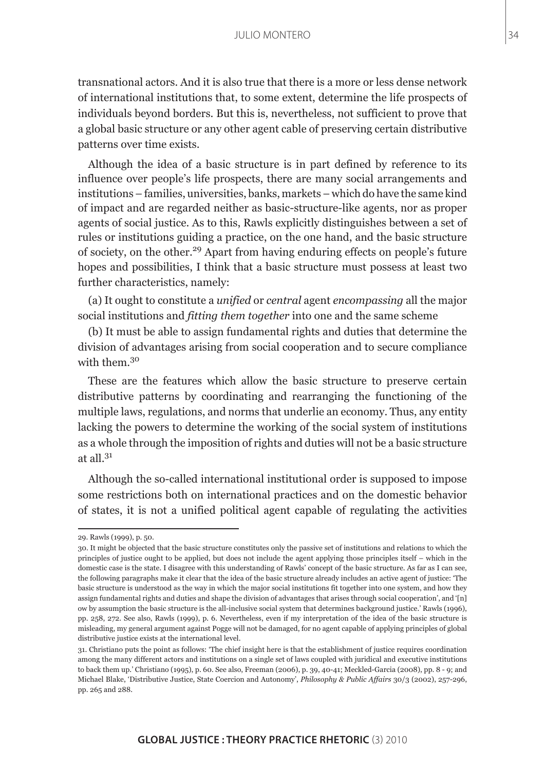transnational actors. And it is also true that there is a more or less dense network of international institutions that, to some extent, determine the life prospects of individuals beyond borders. But this is, nevertheless, not sufficient to prove that a global basic structure or any other agent cable of preserving certain distributive patterns over time exists.

Although the idea of a basic structure is in part defined by reference to its influence over people's life prospects, there are many social arrangements and institutions – families, universities, banks, markets – which do have the same kind of impact and are regarded neither as basic-structure-like agents, nor as proper agents of social justice. As to this, Rawls explicitly distinguishes between a set of rules or institutions guiding a practice, on the one hand, and the basic structure of society, on the other.[29] Apart from having enduring effects on people's future hopes and possibilities, I think that a basic structure must possess at least two further characteristics, namely:

(a) It ought to constitute a *unified* or *central* agent *encompassing* all the major social institutions and *fitting them together* into one and the same scheme

(b) It must be able to assign fundamental rights and duties that determine the division of advantages arising from social cooperation and to secure compliance with them.[30]

These are the features which allow the basic structure to preserve certain distributive patterns by coordinating and rearranging the functioning of the multiple laws, regulations, and norms that underlie an economy. Thus, any entity lacking the powers to determine the working of the social system of institutions as a whole through the imposition of rights and duties will not be a basic structure at all.[31]

Although the so-called international institutional order is supposed to impose some restrictions both on international practices and on the domestic behavior of states, it is not a unified political agent capable of regulating the activities

---

29. Rawls (1999), p. 50.

30. It might be objected that the basic structure constitutes only the passive set of institutions and relations to which the principles of justice ought to be applied, but does not include the agent applying those principles itself – which in the domestic case is the state. I disagree with this understanding of Rawls' concept of the basic structure. As far as I can see, the following paragraphs make it clear that the idea of the basic structure already includes an active agent of justice: 'The basic structure is understood as the way in which the major social institutions fit together into one system, and how they assign fundamental rights and duties and shape the division of advantages that arises through social cooperation', and '[n]ow by assumption the basic structure is the all-inclusive social system that determines background justice.' Rawls (1996), pp. 258, 272. See also, Rawls (1999), p. 6. Nevertheless, even if my interpretation of the idea of the basic structure is misleading, my general argument against Pogge will not be damaged, for no agent capable of applying principles of global distributive justice exists at the international level.

31. Christiano puts the point as follows: 'The chief insight here is that the establishment of justice requires coordination among the many different actors and institutions on a single set of laws coupled with juridical and executive institutions to back them up.' Christiano (1995), p. 60. See also, Freeman (2006), p. 39, 40-41; Meckled-Garcia (2008), pp. 8 - 9; and Michael Blake, 'Distributive Justice, State Coercion and Autonomy', *Philosophy & Public Affairs* 30/3 (2002), 257-296, pp. 265 and 288.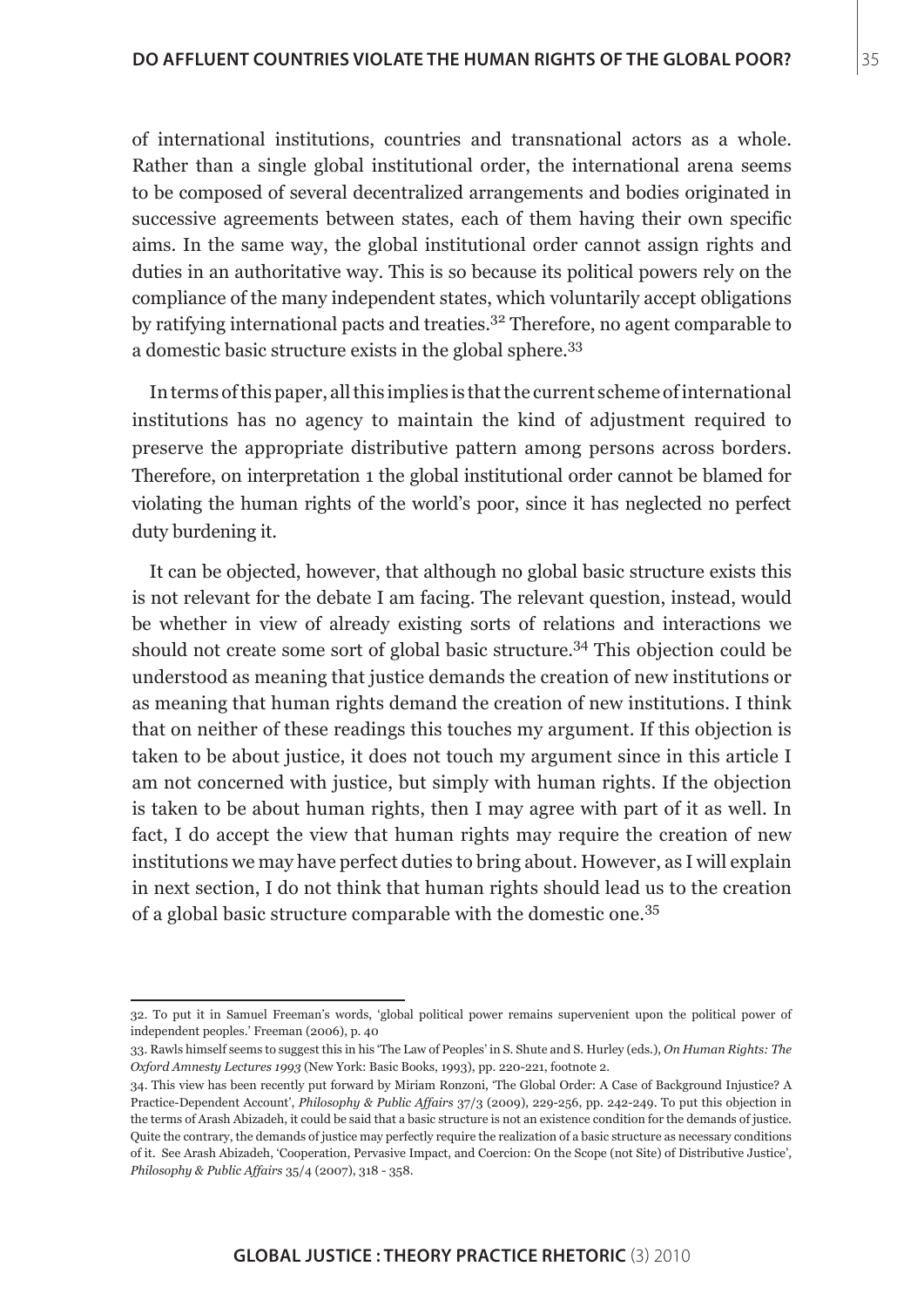of international institutions, countries and transnational actors as a whole. Rather than a single global institutional order, the international arena seems to be composed of several decentralized arrangements and bodies originated in successive agreements between states, each of them having their own specific aims. In the same way, the global institutional order cannot assign rights and duties in an authoritative way. This is so because its political powers rely on the compliance of the many independent states, which voluntarily accept obligations by ratifying international pacts and treaties.[32] Therefore, no agent comparable to a domestic basic structure exists in the global sphere.[33]

In terms of this paper, all this implies is that the current scheme of international institutions has no agency to maintain the kind of adjustment required to preserve the appropriate distributive pattern among persons across borders. Therefore, on interpretation 1 the global institutional order cannot be blamed for violating the human rights of the world's poor, since it has neglected no perfect duty burdening it.

It can be objected, however, that although no global basic structure exists this is not relevant for the debate I am facing. The relevant question, instead, would be whether in view of already existing sorts of relations and interactions we should not create some sort of global basic structure.[34] This objection could be understood as meaning that justice demands the creation of new institutions or as meaning that human rights demand the creation of new institutions. I think that on neither of these readings this touches my argument. If this objection is taken to be about justice, it does not touch my argument since in this article I am not concerned with justice, but simply with human rights. If the objection is taken to be about human rights, then I may agree with part of it as well. In fact, I do accept the view that human rights may require the creation of new institutions we may have perfect duties to bring about. However, as I will explain in next section, I do not think that human rights should lead us to the creation of a global basic structure comparable with the domestic one.[35]

---

32. To put it in Samuel Freeman's words, 'global political power remains supervenient upon the political power of independent peoples.' Freeman (2006), p. 40

33. Rawls himself seems to suggest this in his 'The Law of Peoples' in S. Shute and S. Hurley (eds.), *On Human Rights: The Oxford Amnesty Lectures 1993* (New York: Basic Books, 1993), pp. 220-221, footnote 2.

34. This view has been recently put forward by Miriam Ronzoni, 'The Global Order: A Case of Background Injustice? A Practice-Dependent Account', *Philosophy & Public Affairs* 37/3 (2009), 229-256, pp. 242-249. To put this objection in the terms of Arash Abizadeh, it could be said that a basic structure is not an existence condition for the demands of justice. Quite the contrary, the demands of justice may perfectly require the realization of a basic structure as necessary conditions of it. See Arash Abizadeh, 'Cooperation, Pervasive Impact, and Coercion: On the Scope (not Site) of Distributive Justice', *Philosophy & Public Affairs* 35/4 (2007), 318 - 358.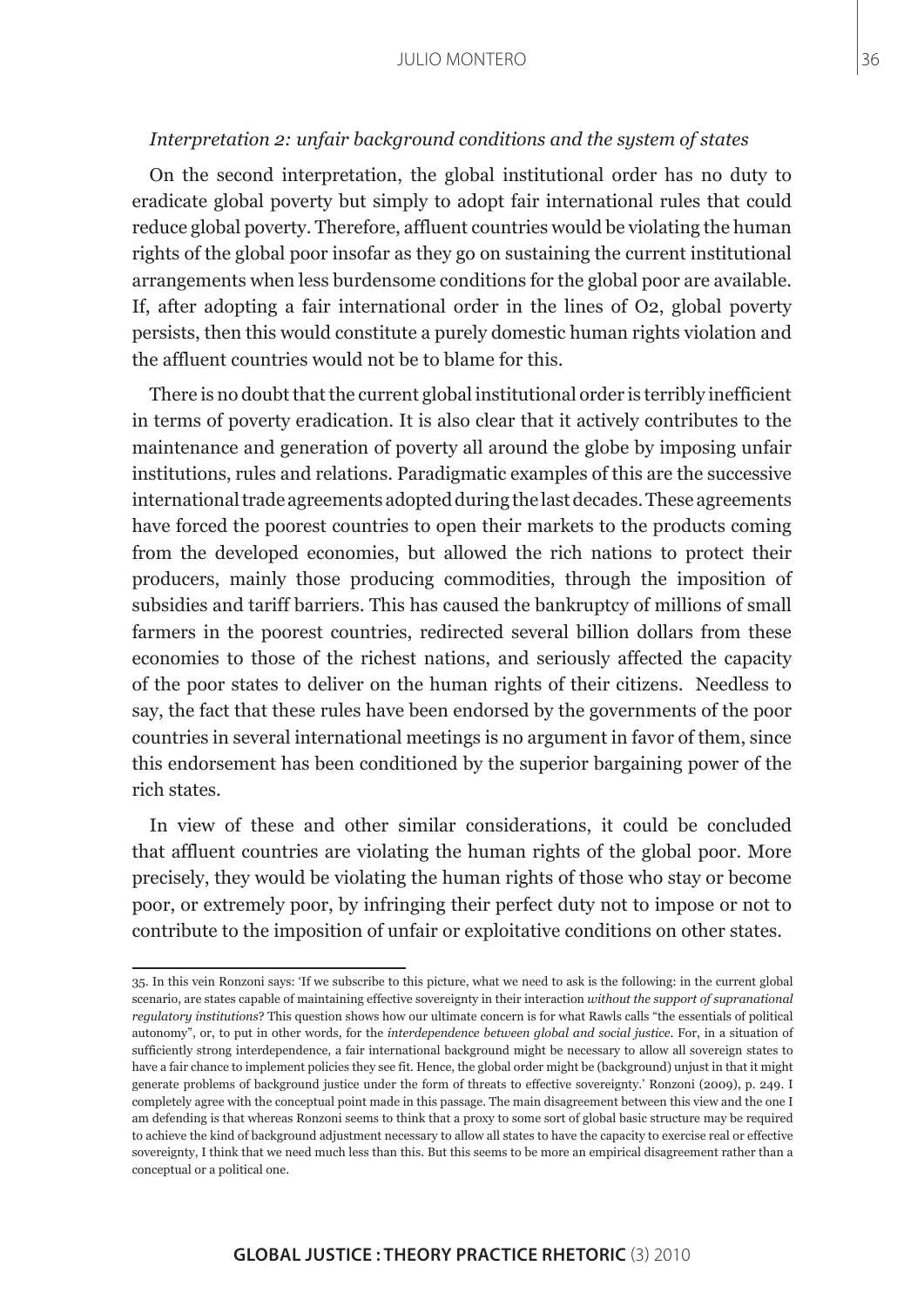*Interpretation 2: unfair background conditions and the system of states*

On the second interpretation, the global institutional order has no duty to eradicate global poverty but simply to adopt fair international rules that could reduce global poverty. Therefore, affluent countries would be violating the human rights of the global poor insofar as they go on sustaining the current institutional arrangements when less burdensome conditions for the global poor are available. If, after adopting a fair international order in the lines of O2, global poverty persists, then this would constitute a purely domestic human rights violation and the affluent countries would not be to blame for this.

There is no doubt that the current global institutional order is terribly inefficient in terms of poverty eradication. It is also clear that it actively contributes to the maintenance and generation of poverty all around the globe by imposing unfair institutions, rules and relations. Paradigmatic examples of this are the successive international trade agreements adopted during the last decades. These agreements have forced the poorest countries to open their markets to the products coming from the developed economies, but allowed the rich nations to protect their producers, mainly those producing commodities, through the imposition of subsidies and tariff barriers. This has caused the bankruptcy of millions of small farmers in the poorest countries, redirected several billion dollars from these economies to those of the richest nations, and seriously affected the capacity of the poor states to deliver on the human rights of their citizens. Needless to say, the fact that these rules have been endorsed by the governments of the poor countries in several international meetings is no argument in favor of them, since this endorsement has been conditioned by the superior bargaining power of the rich states.

In view of these and other similar considerations, it could be concluded that affluent countries are violating the human rights of the global poor. More precisely, they would be violating the human rights of those who stay or become poor, or extremely poor, by infringing their perfect duty not to impose or not to contribute to the imposition of unfair or exploitative conditions on other states.

---

35. In this vein Ronzoni says: 'If we subscribe to this picture, what we need to ask is the following: in the current global scenario, are states capable of maintaining effective sovereignty in their interaction *without the support of supranational regulatory institutions*? This question shows how our ultimate concern is for what Rawls calls "the essentials of political autonomy", or, to put in other words, for the *interdependence between global and social justice*. For, in a situation of sufficiently strong interdependence, a fair international background might be necessary to allow all sovereign states to have a fair chance to implement policies they see fit. Hence, the global order might be (background) unjust in that it might generate problems of background justice under the form of threats to effective sovereignty.' Ronzoni (2009), p. 249. I completely agree with the conceptual point made in this passage. The main disagreement between this view and the one I am defending is that whereas Ronzoni seems to think that a proxy to some sort of global basic structure may be required to achieve the kind of background adjustment necessary to allow all states to have the capacity to exercise real or effective sovereignty, I think that we need much less than this. But this seems to be more an empirical disagreement rather than a conceptual or a political one.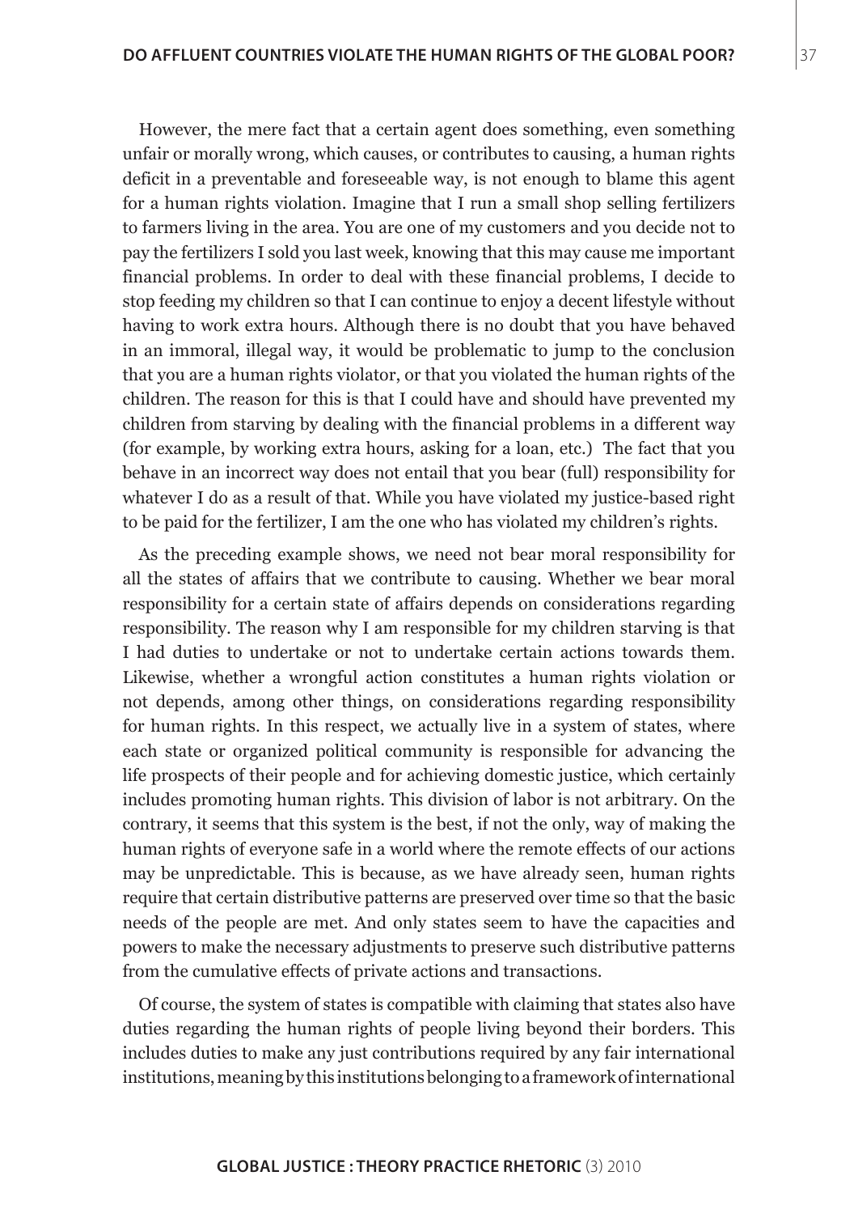However, the mere fact that a certain agent does something, even something unfair or morally wrong, which causes, or contributes to causing, a human rights deficit in a preventable and foreseeable way, is not enough to blame this agent for a human rights violation. Imagine that I run a small shop selling fertilizers to farmers living in the area. You are one of my customers and you decide not to pay the fertilizers I sold you last week, knowing that this may cause me important financial problems. In order to deal with these financial problems, I decide to stop feeding my children so that I can continue to enjoy a decent lifestyle without having to work extra hours. Although there is no doubt that you have behaved in an immoral, illegal way, it would be problematic to jump to the conclusion that you are a human rights violator, or that you violated the human rights of the children. The reason for this is that I could have and should have prevented my children from starving by dealing with the financial problems in a different way (for example, by working extra hours, asking for a loan, etc.) The fact that you behave in an incorrect way does not entail that you bear (full) responsibility for whatever I do as a result of that. While you have violated my justice-based right to be paid for the fertilizer, I am the one who has violated my children's rights.

As the preceding example shows, we need not bear moral responsibility for all the states of affairs that we contribute to causing. Whether we bear moral responsibility for a certain state of affairs depends on considerations regarding responsibility. The reason why I am responsible for my children starving is that I had duties to undertake or not to undertake certain actions towards them. Likewise, whether a wrongful action constitutes a human rights violation or not depends, among other things, on considerations regarding responsibility for human rights. In this respect, we actually live in a system of states, where each state or organized political community is responsible for advancing the life prospects of their people and for achieving domestic justice, which certainly includes promoting human rights. This division of labor is not arbitrary. On the contrary, it seems that this system is the best, if not the only, way of making the human rights of everyone safe in a world where the remote effects of our actions may be unpredictable. This is because, as we have already seen, human rights require that certain distributive patterns are preserved over time so that the basic needs of the people are met. And only states seem to have the capacities and powers to make the necessary adjustments to preserve such distributive patterns from the cumulative effects of private actions and transactions.

Of course, the system of states is compatible with claiming that states also have duties regarding the human rights of people living beyond their borders. This includes duties to make any just contributions required by any fair international institutions, meaning by this institutions belonging to a framework of international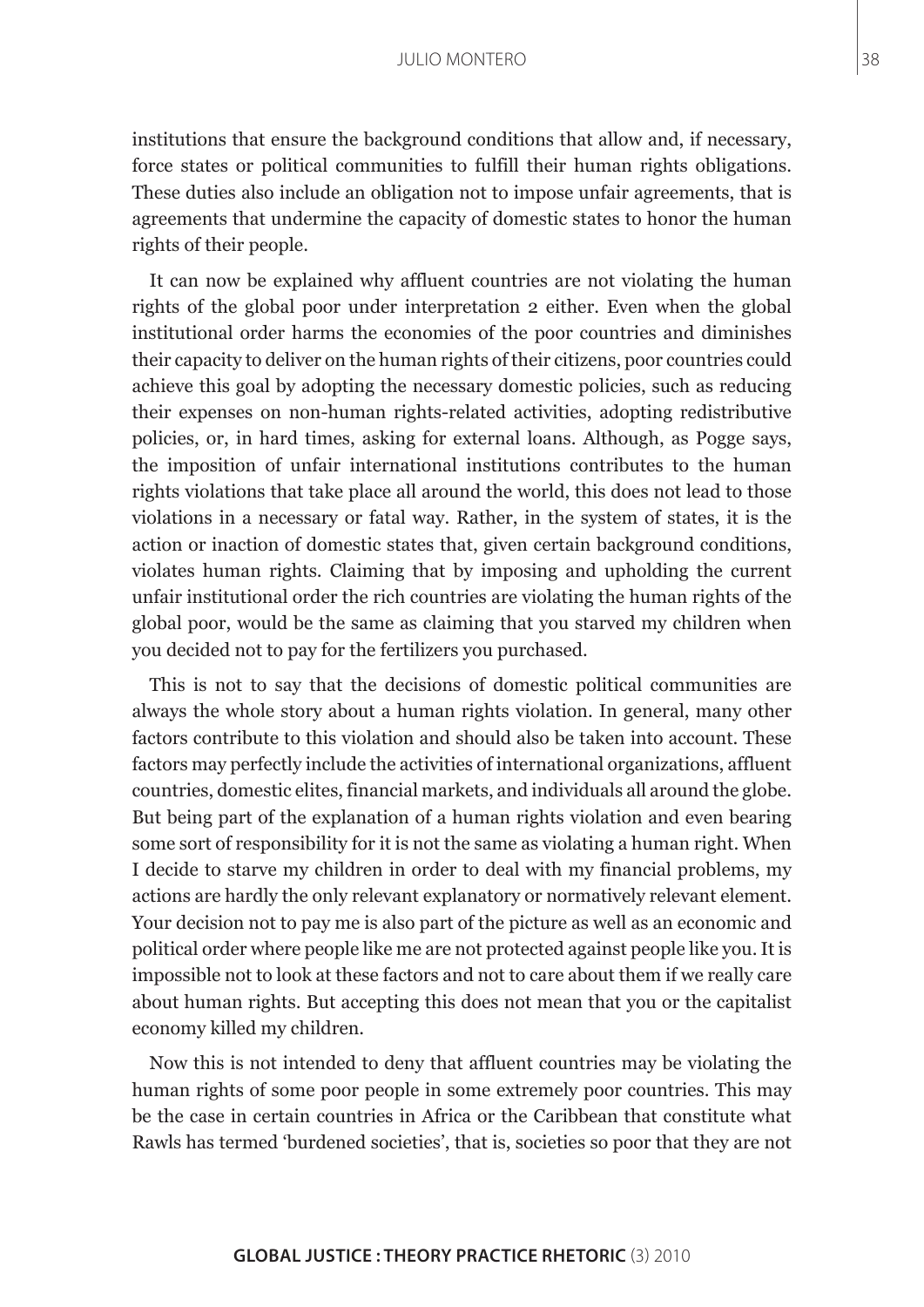institutions that ensure the background conditions that allow and, if necessary, force states or political communities to fulfill their human rights obligations. These duties also include an obligation not to impose unfair agreements, that is agreements that undermine the capacity of domestic states to honor the human rights of their people.

It can now be explained why affluent countries are not violating the human rights of the global poor under interpretation 2 either. Even when the global institutional order harms the economies of the poor countries and diminishes their capacity to deliver on the human rights of their citizens, poor countries could achieve this goal by adopting the necessary domestic policies, such as reducing their expenses on non-human rights-related activities, adopting redistributive policies, or, in hard times, asking for external loans. Although, as Pogge says, the imposition of unfair international institutions contributes to the human rights violations that take place all around the world, this does not lead to those violations in a necessary or fatal way. Rather, in the system of states, it is the action or inaction of domestic states that, given certain background conditions, violates human rights. Claiming that by imposing and upholding the current unfair institutional order the rich countries are violating the human rights of the global poor, would be the same as claiming that you starved my children when you decided not to pay for the fertilizers you purchased.

This is not to say that the decisions of domestic political communities are always the whole story about a human rights violation. In general, many other factors contribute to this violation and should also be taken into account. These factors may perfectly include the activities of international organizations, affluent countries, domestic elites, financial markets, and individuals all around the globe. But being part of the explanation of a human rights violation and even bearing some sort of responsibility for it is not the same as violating a human right. When I decide to starve my children in order to deal with my financial problems, my actions are hardly the only relevant explanatory or normatively relevant element. Your decision not to pay me is also part of the picture as well as an economic and political order where people like me are not protected against people like you. It is impossible not to look at these factors and not to care about them if we really care about human rights. But accepting this does not mean that you or the capitalist economy killed my children.

Now this is not intended to deny that affluent countries may be violating the human rights of some poor people in some extremely poor countries. This may be the case in certain countries in Africa or the Caribbean that constitute what Rawls has termed 'burdened societies', that is, societies so poor that they are not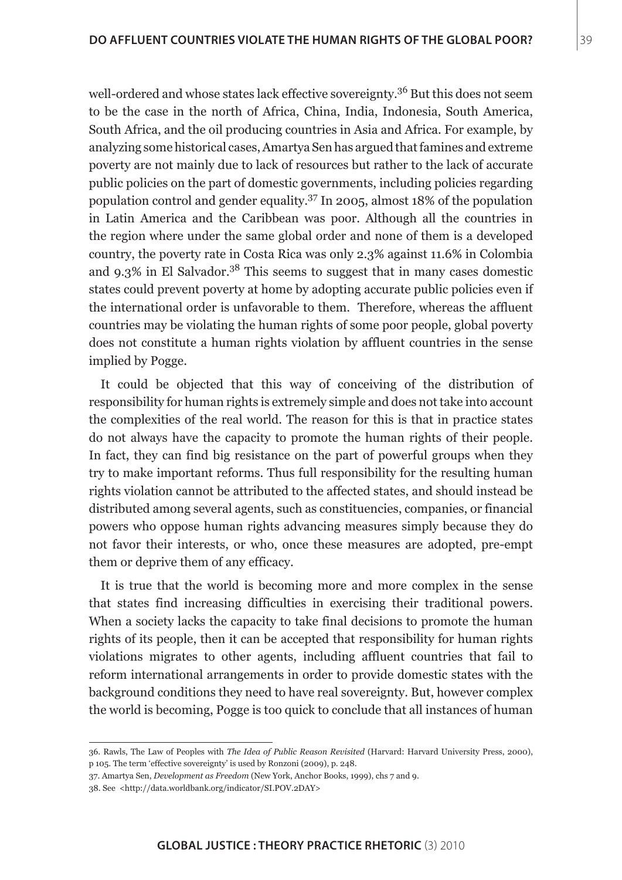well-ordered and whose states lack effective sovereignty.[36] But this does not seem to be the case in the north of Africa, China, India, Indonesia, South America, South Africa, and the oil producing countries in Asia and Africa. For example, by analyzing some historical cases, Amartya Sen has argued that famines and extreme poverty are not mainly due to lack of resources but rather to the lack of accurate public policies on the part of domestic governments, including policies regarding population control and gender equality.[37] In 2005, almost 18% of the population in Latin America and the Caribbean was poor. Although all the countries in the region where under the same global order and none of them is a developed country, the poverty rate in Costa Rica was only 2.3% against 11.6% in Colombia and 9.3% in El Salvador.[38] This seems to suggest that in many cases domestic states could prevent poverty at home by adopting accurate public policies even if the international order is unfavorable to them. Therefore, whereas the affluent countries may be violating the human rights of some poor people, global poverty does not constitute a human rights violation by affluent countries in the sense implied by Pogge.

It could be objected that this way of conceiving of the distribution of responsibility for human rights is extremely simple and does not take into account the complexities of the real world. The reason for this is that in practice states do not always have the capacity to promote the human rights of their people. In fact, they can find big resistance on the part of powerful groups when they try to make important reforms. Thus full responsibility for the resulting human rights violation cannot be attributed to the affected states, and should instead be distributed among several agents, such as constituencies, companies, or financial powers who oppose human rights advancing measures simply because they do not favor their interests, or who, once these measures are adopted, pre-empt them or deprive them of any efficacy.

It is true that the world is becoming more and more complex in the sense that states find increasing difficulties in exercising their traditional powers. When a society lacks the capacity to take final decisions to promote the human rights of its people, then it can be accepted that responsibility for human rights violations migrates to other agents, including affluent countries that fail to reform international arrangements in order to provide domestic states with the background conditions they need to have real sovereignty. But, however complex the world is becoming, Pogge is too quick to conclude that all instances of human

36. Rawls, The Law of Peoples with *The Idea of Public Reason Revisited* (Harvard: Harvard University Press, 2000), p 105. The term 'effective sovereignty' is used by Ronzoni (2009), p. 248.

37. Amartya Sen, *Development as Freedom* (New York, Anchor Books, 1999), chs 7 and 9.

38. See <http://data.worldbank.org/indicator/SI.POV.2DAY>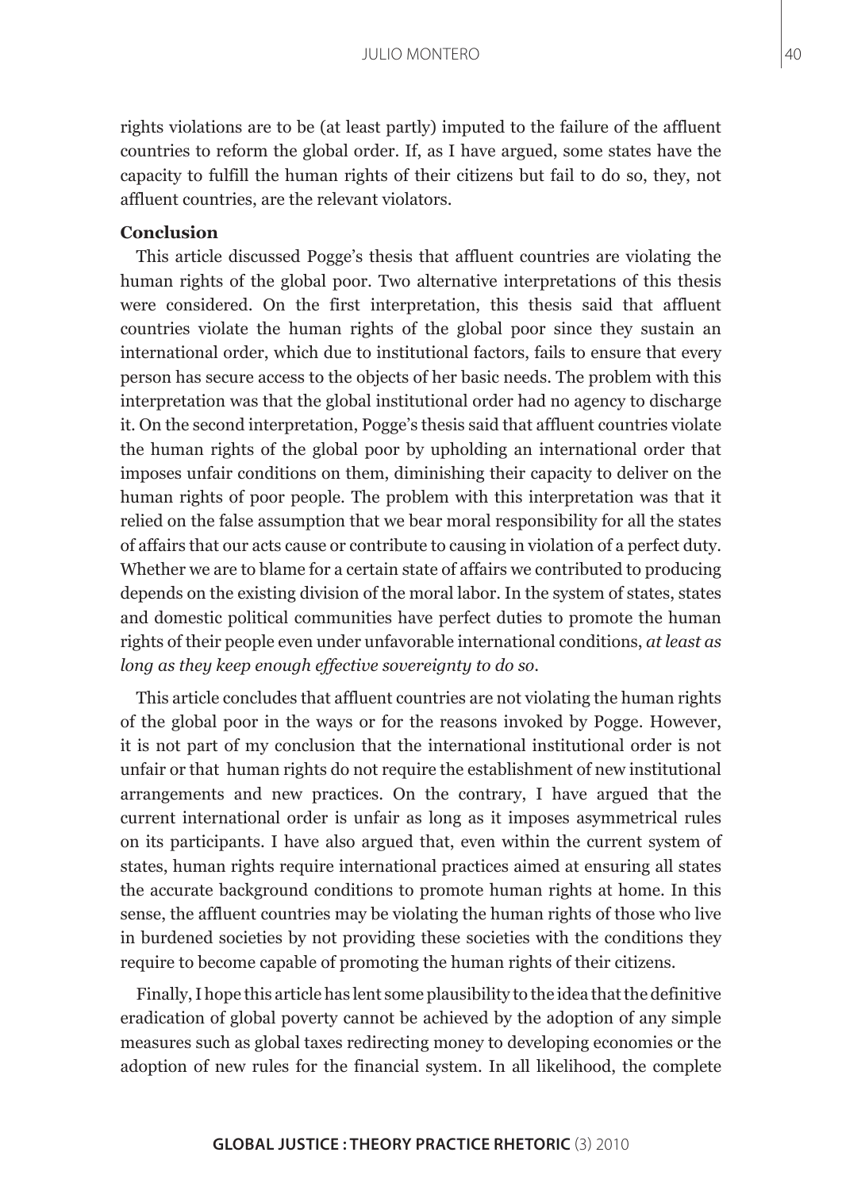rights violations are to be (at least partly) imputed to the failure of the affluent countries to reform the global order. If, as I have argued, some states have the capacity to fulfill the human rights of their citizens but fail to do so, they, not affluent countries, are the relevant violators.

### Conclusion

This article discussed Pogge's thesis that affluent countries are violating the human rights of the global poor. Two alternative interpretations of this thesis were considered. On the first interpretation, this thesis said that affluent countries violate the human rights of the global poor since they sustain an international order, which due to institutional factors, fails to ensure that every person has secure access to the objects of her basic needs. The problem with this interpretation was that the global institutional order had no agency to discharge it. On the second interpretation, Pogge's thesis said that affluent countries violate the human rights of the global poor by upholding an international order that imposes unfair conditions on them, diminishing their capacity to deliver on the human rights of poor people. The problem with this interpretation was that it relied on the false assumption that we bear moral responsibility for all the states of affairs that our acts cause or contribute to causing in violation of a perfect duty. Whether we are to blame for a certain state of affairs we contributed to producing depends on the existing division of the moral labor. In the system of states, states and domestic political communities have perfect duties to promote the human rights of their people even under unfavorable international conditions, *at least as long as they keep enough effective sovereignty to do so*.

This article concludes that affluent countries are not violating the human rights of the global poor in the ways or for the reasons invoked by Pogge. However, it is not part of my conclusion that the international institutional order is not unfair or that human rights do not require the establishment of new institutional arrangements and new practices. On the contrary, I have argued that the current international order is unfair as long as it imposes asymmetrical rules on its participants. I have also argued that, even within the current system of states, human rights require international practices aimed at ensuring all states the accurate background conditions to promote human rights at home. In this sense, the affluent countries may be violating the human rights of those who live in burdened societies by not providing these societies with the conditions they require to become capable of promoting the human rights of their citizens.

Finally, I hope this article has lent some plausibility to the idea that the definitive eradication of global poverty cannot be achieved by the adoption of any simple measures such as global taxes redirecting money to developing economies or the adoption of new rules for the financial system. In all likelihood, the complete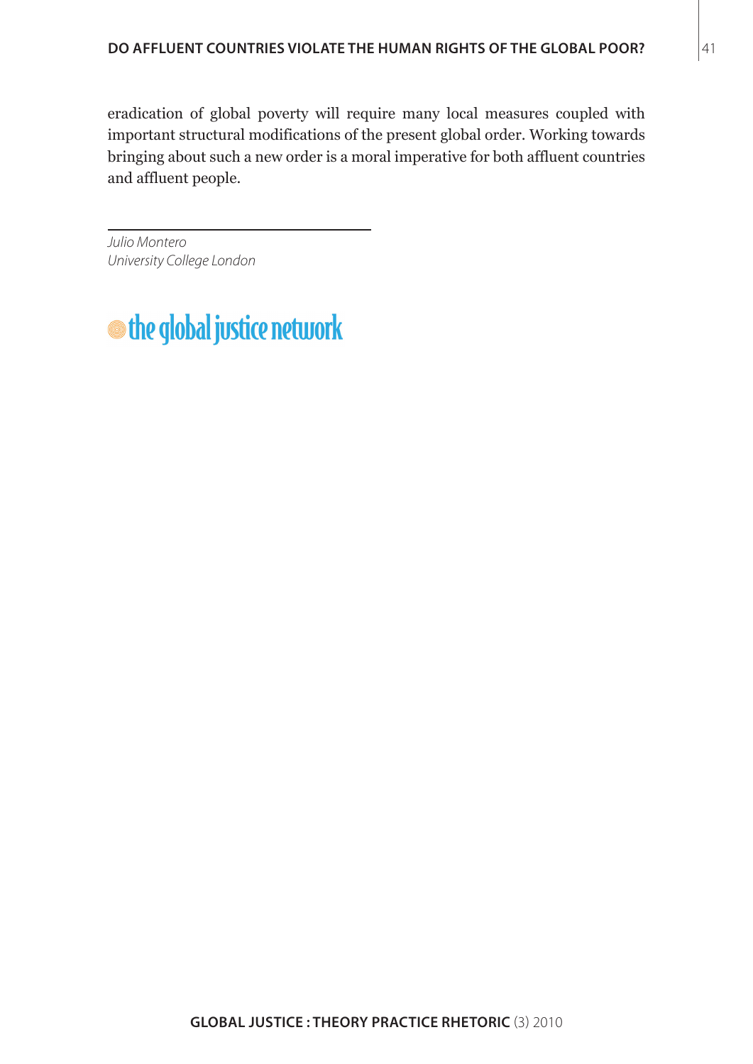eradication of global poverty will require many local measures coupled with important structural modifications of the present global order. Working towards bringing about such a new order is a moral imperative for both affluent countries and affluent people.

---

*Julio Montero*
*University College London*

the global justice network